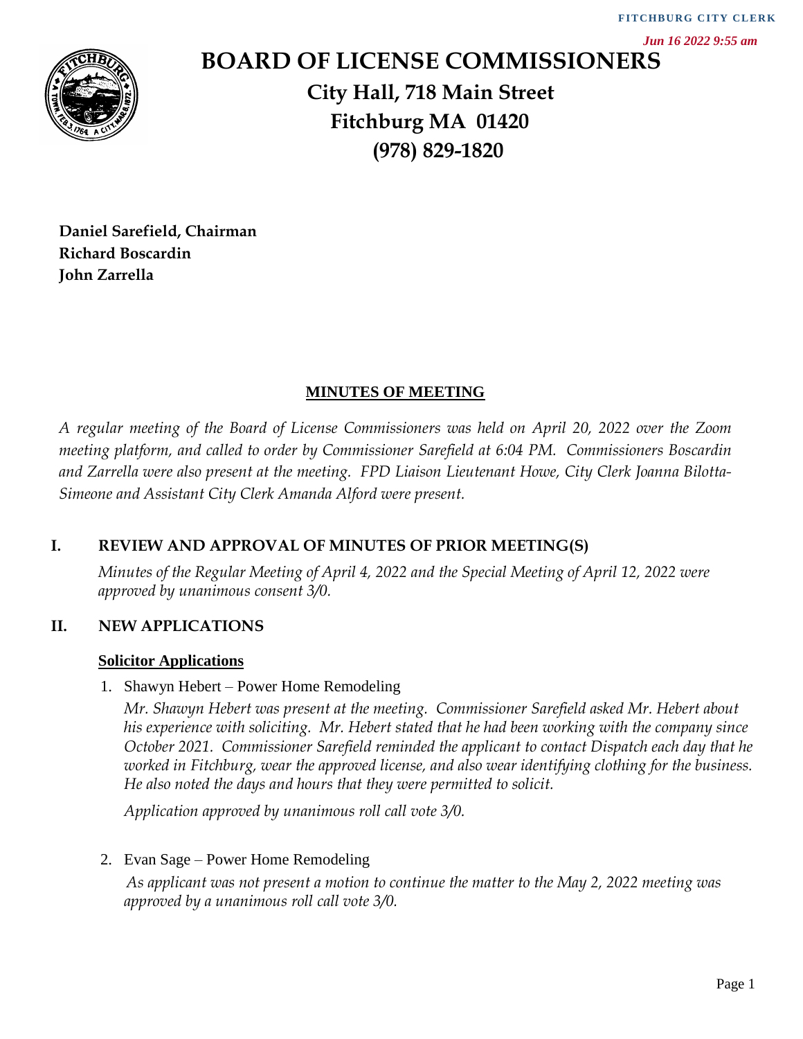FITCHBURG CITY CLERK

*Jun 16 2022 9:55 am*

# BOARD OF LICENSE COMMISSIONERS

**City Hall, 718 Main Street**
**Fitchburg MA 01420**
**(978) 829-1820**

**Daniel Sarefield, Chairman**
**Richard Boscardin**
**John Zarrella**

## MINUTES OF MEETING

*A regular meeting of the Board of License Commissioners was held on April 20, 2022 over the Zoom meeting platform, and called to order by Commissioner Sarefield at 6:04 PM. Commissioners Boscardin and Zarrella were also present at the meeting. FPD Liaison Lieutenant Howe, City Clerk Joanna Bilotta-Simeone and Assistant City Clerk Amanda Alford were present.*

## I. REVIEW AND APPROVAL OF MINUTES OF PRIOR MEETING(S)

*Minutes of the Regular Meeting of April 4, 2022 and the Special Meeting of April 12, 2022 were approved by unanimous consent 3/0.*

## II. NEW APPLICATIONS

### Solicitor Applications

1. Shawyn Hebert – Power Home Remodeling

   *Mr. Shawyn Hebert was present at the meeting. Commissioner Sarefield asked Mr. Hebert about his experience with soliciting. Mr. Hebert stated that he had been working with the company since October 2021. Commissioner Sarefield reminded the applicant to contact Dispatch each day that he worked in Fitchburg, wear the approved license, and also wear identifying clothing for the business. He also noted the days and hours that they were permitted to solicit.*

   *Application approved by unanimous roll call vote 3/0.*

2. Evan Sage – Power Home Remodeling

   *As applicant was not present a motion to continue the matter to the May 2, 2022 meeting was approved by a unanimous roll call vote 3/0.*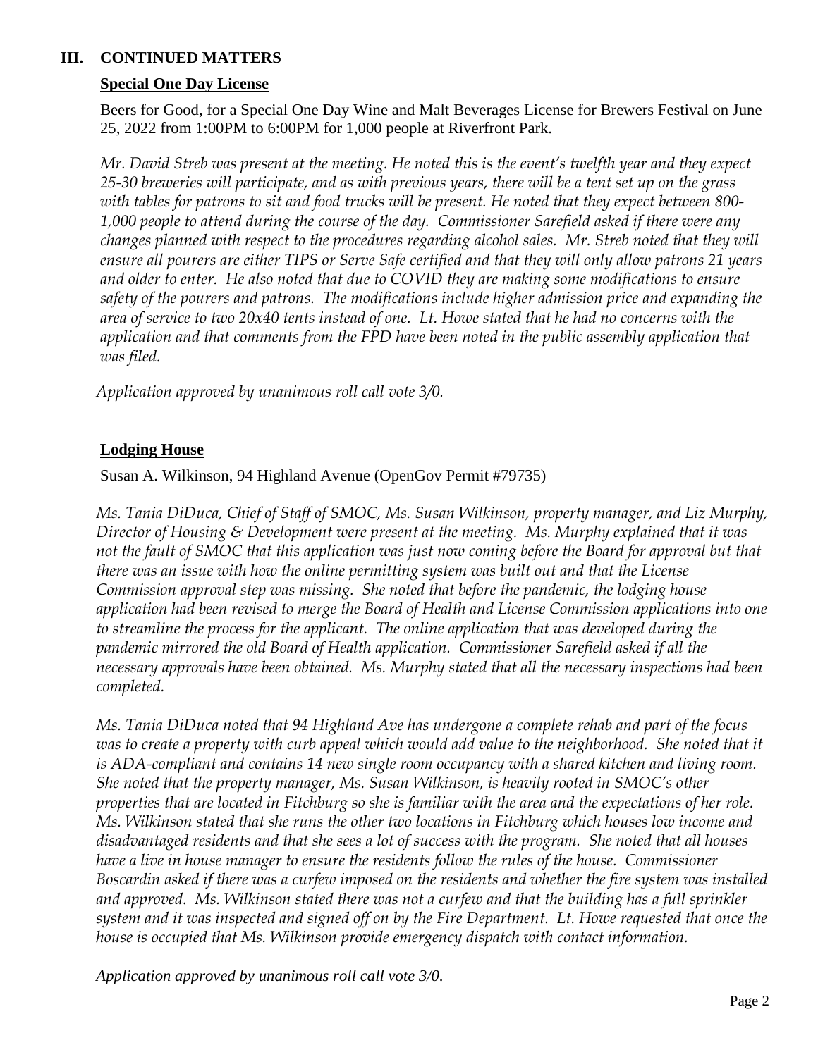## III. CONTINUED MATTERS

### Special One Day License

Beers for Good, for a Special One Day Wine and Malt Beverages License for Brewers Festival on June 25, 2022 from 1:00PM to 6:00PM for 1,000 people at Riverfront Park.

*Mr. David Streb was present at the meeting. He noted this is the event's twelfth year and they expect 25-30 breweries will participate, and as with previous years, there will be a tent set up on the grass with tables for patrons to sit and food trucks will be present. He noted that they expect between 800-1,000 people to attend during the course of the day. Commissioner Sarefield asked if there were any changes planned with respect to the procedures regarding alcohol sales. Mr. Streb noted that they will ensure all pourers are either TIPS or Serve Safe certified and that they will only allow patrons 21 years and older to enter. He also noted that due to COVID they are making some modifications to ensure safety of the pourers and patrons. The modifications include higher admission price and expanding the area of service to two 20x40 tents instead of one. Lt. Howe stated that he had no concerns with the application and that comments from the FPD have been noted in the public assembly application that was filed.*

*Application approved by unanimous roll call vote 3/0.*

### Lodging House

Susan A. Wilkinson, 94 Highland Avenue (OpenGov Permit #79735)

*Ms. Tania DiDuca, Chief of Staff of SMOC, Ms. Susan Wilkinson, property manager, and Liz Murphy, Director of Housing & Development were present at the meeting. Ms. Murphy explained that it was not the fault of SMOC that this application was just now coming before the Board for approval but that there was an issue with how the online permitting system was built out and that the License Commission approval step was missing. She noted that before the pandemic, the lodging house application had been revised to merge the Board of Health and License Commission applications into one to streamline the process for the applicant. The online application that was developed during the pandemic mirrored the old Board of Health application. Commissioner Sarefield asked if all the necessary approvals have been obtained. Ms. Murphy stated that all the necessary inspections had been completed.*

*Ms. Tania DiDuca noted that 94 Highland Ave has undergone a complete rehab and part of the focus was to create a property with curb appeal which would add value to the neighborhood. She noted that it is ADA-compliant and contains 14 new single room occupancy with a shared kitchen and living room. She noted that the property manager, Ms. Susan Wilkinson, is heavily rooted in SMOC's other properties that are located in Fitchburg so she is familiar with the area and the expectations of her role. Ms. Wilkinson stated that she runs the other two locations in Fitchburg which houses low income and disadvantaged residents and that she sees a lot of success with the program. She noted that all houses have a live in house manager to ensure the residents follow the rules of the house. Commissioner Boscardin asked if there was a curfew imposed on the residents and whether the fire system was installed and approved. Ms. Wilkinson stated there was not a curfew and that the building has a full sprinkler system and it was inspected and signed off on by the Fire Department. Lt. Howe requested that once the house is occupied that Ms. Wilkinson provide emergency dispatch with contact information.*

*Application approved by unanimous roll call vote 3/0.*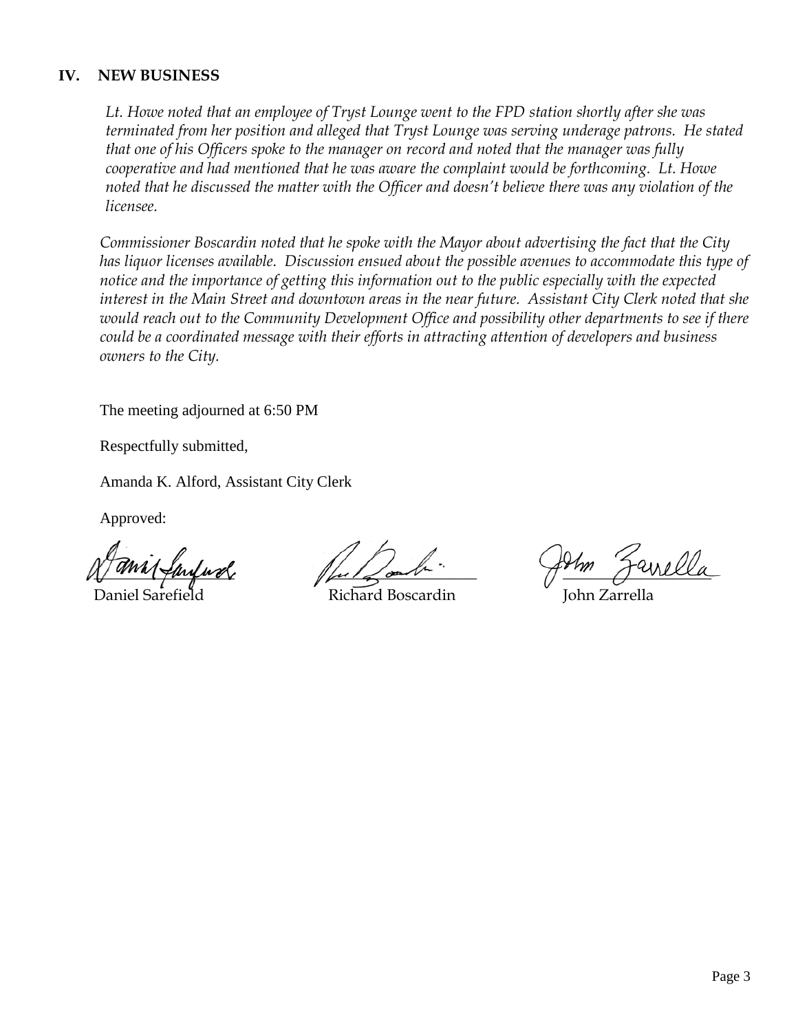## IV. NEW BUSINESS

*Lt. Howe noted that an employee of Tryst Lounge went to the FPD station shortly after she was terminated from her position and alleged that Tryst Lounge was serving underage patrons. He stated that one of his Officers spoke to the manager on record and noted that the manager was fully cooperative and had mentioned that he was aware the complaint would be forthcoming. Lt. Howe noted that he discussed the matter with the Officer and doesn't believe there was any violation of the licensee.*

*Commissioner Boscardin noted that he spoke with the Mayor about advertising the fact that the City has liquor licenses available. Discussion ensued about the possible avenues to accommodate this type of notice and the importance of getting this information out to the public especially with the expected interest in the Main Street and downtown areas in the near future. Assistant City Clerk noted that she would reach out to the Community Development Office and possibility other departments to see if there could be a coordinated message with their efforts in attracting attention of developers and business owners to the City.*

The meeting adjourned at 6:50 PM

Respectfully submitted,

Amanda K. Alford, Assistant City Clerk

Approved:

Daniel Sarefield    Richard Boscardin    John Zarrella